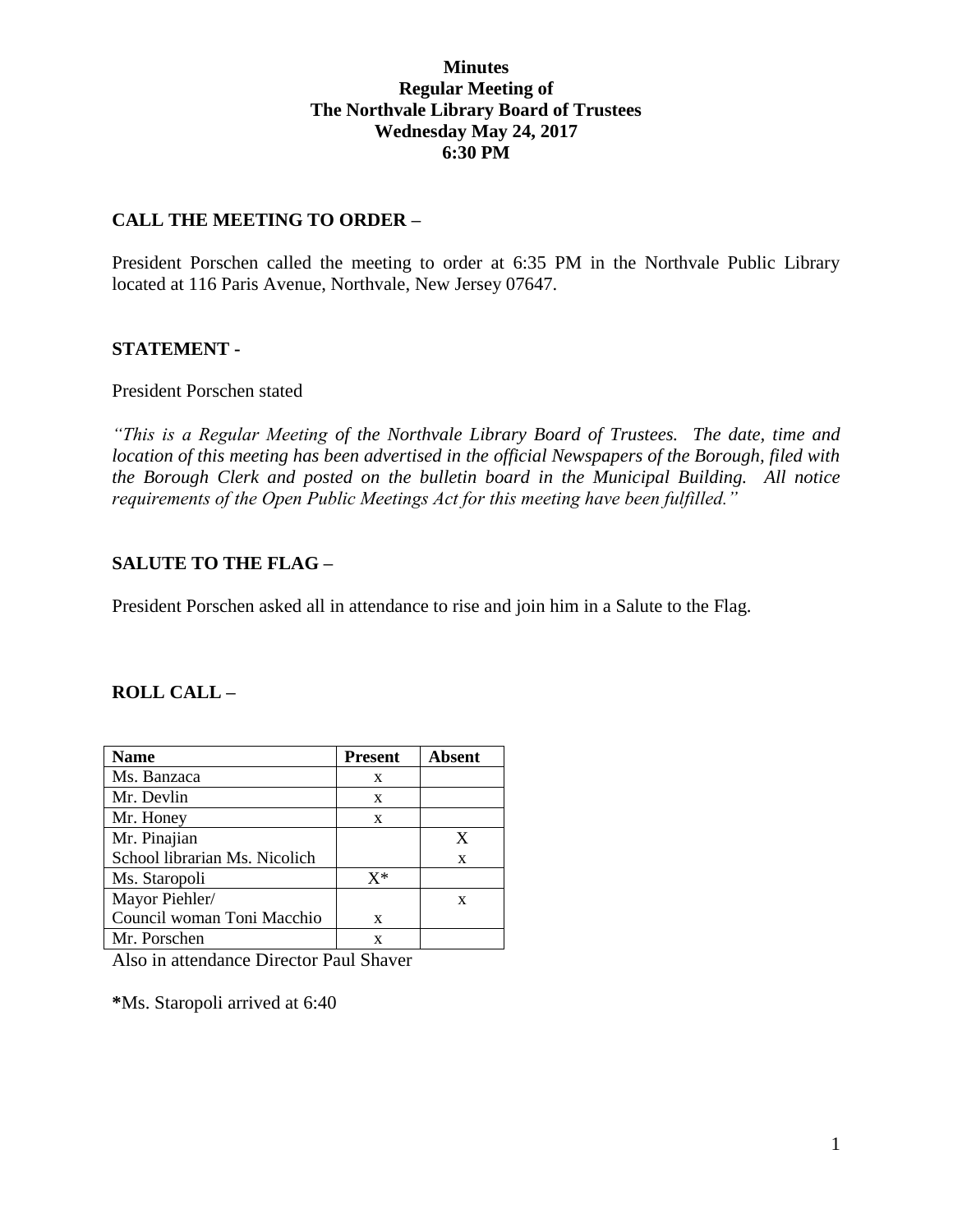# Minutes
## Regular Meeting of
## The Northvale Library Board of Trustees
## Wednesday May 24, 2017
## 6:30 PM

**CALL THE MEETING TO ORDER –**

President Porschen called the meeting to order at 6:35 PM in the Northvale Public Library located at 116 Paris Avenue, Northvale, New Jersey 07647.

**STATEMENT -**

President Porschen stated

*"This is a Regular Meeting of the Northvale Library Board of Trustees. The date, time and location of this meeting has been advertised in the official Newspapers of the Borough, filed with the Borough Clerk and posted on the bulletin board in the Municipal Building. All notice requirements of the Open Public Meetings Act for this meeting have been fulfilled."*

**SALUTE TO THE FLAG –**

President Porschen asked all in attendance to rise and join him in a Salute to the Flag.

**ROLL CALL –**

| Name | Present | Absent |
|---|---|---|
| Ms. Banzaca | x | |
| Mr. Devlin | x | |
| Mr. Honey | x | |
| Mr. Pinajian | | X |
| School librarian Ms. Nicolich | | x |
| Ms. Staropoli | X* | |
| Mayor Piehler/ | | x |
| Council woman Toni Macchio | x | |
| Mr. Porschen | x | |

Also in attendance Director Paul Shaver

**\***Ms. Staropoli arrived at 6:40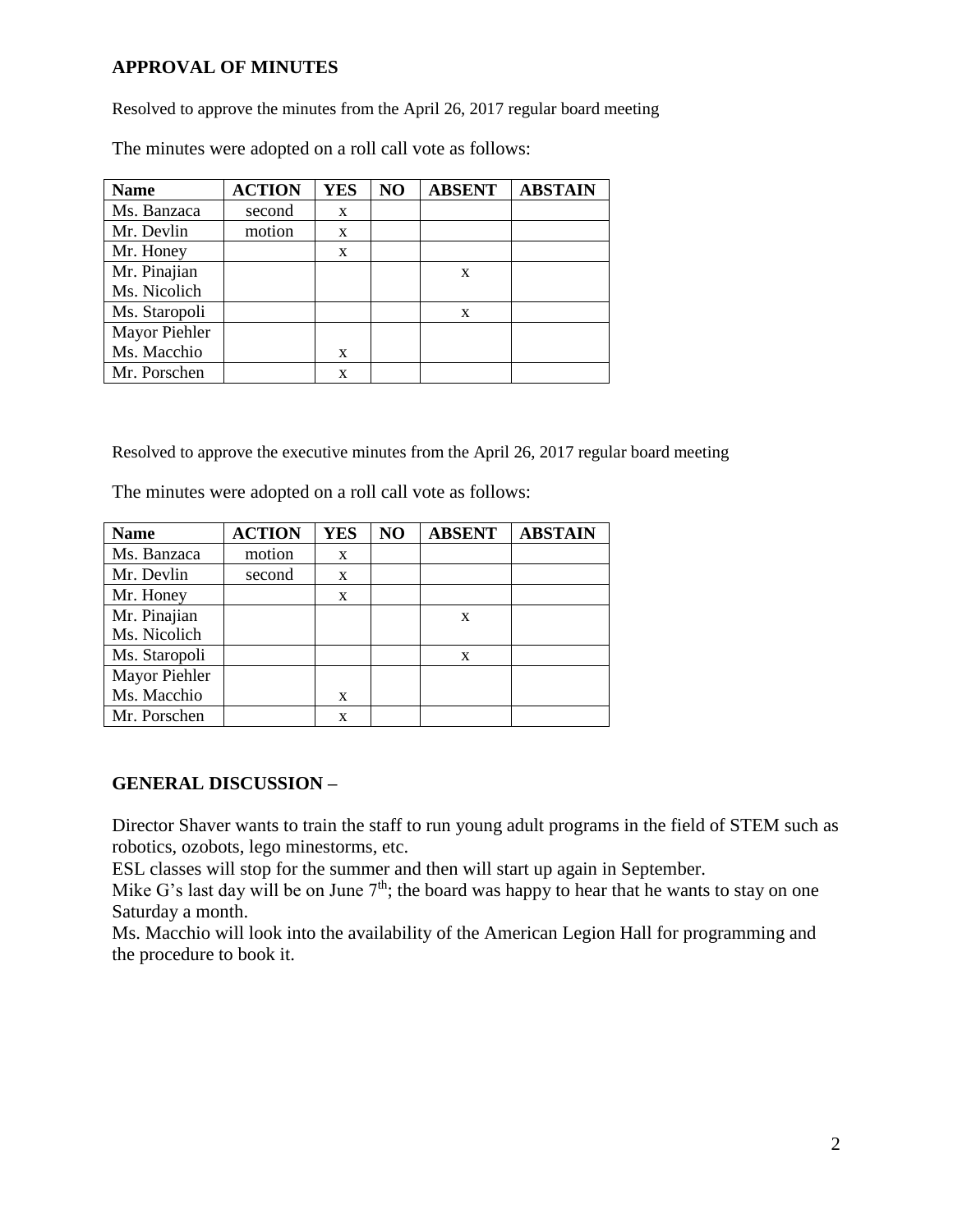## APPROVAL OF MINUTES

Resolved to approve the minutes from the April 26, 2017 regular board meeting

The minutes were adopted on a roll call vote as follows:

| Name | ACTION | YES | NO | ABSENT | ABSTAIN |
|---|---|---|---|---|---|
| Ms. Banzaca | second | x | | | |
| Mr. Devlin | motion | x | | | |
| Mr. Honey | | x | | | |
| Mr. Pinajian | | | | x | |
| Ms. Nicolich | | | | | |
| Ms. Staropoli | | | | x | |
| Mayor Piehler | | | | | |
| Ms. Macchio | | x | | | |
| Mr. Porschen | | x | | | |

Resolved to approve the executive minutes from the April 26, 2017 regular board meeting

The minutes were adopted on a roll call vote as follows:

| Name | ACTION | YES | NO | ABSENT | ABSTAIN |
|---|---|---|---|---|---|
| Ms. Banzaca | motion | x | | | |
| Mr. Devlin | second | x | | | |
| Mr. Honey | | x | | | |
| Mr. Pinajian | | | | x | |
| Ms. Nicolich | | | | | |
| Ms. Staropoli | | | | x | |
| Mayor Piehler | | | | | |
| Ms. Macchio | | x | | | |
| Mr. Porschen | | x | | | |

## GENERAL DISCUSSION –

Director Shaver wants to train the staff to run young adult programs in the field of STEM such as robotics, ozobots, lego minestorms, etc.

ESL classes will stop for the summer and then will start up again in September.

Mike G's last day will be on June 7th; the board was happy to hear that he wants to stay on one Saturday a month.

Ms. Macchio will look into the availability of the American Legion Hall for programming and the procedure to book it.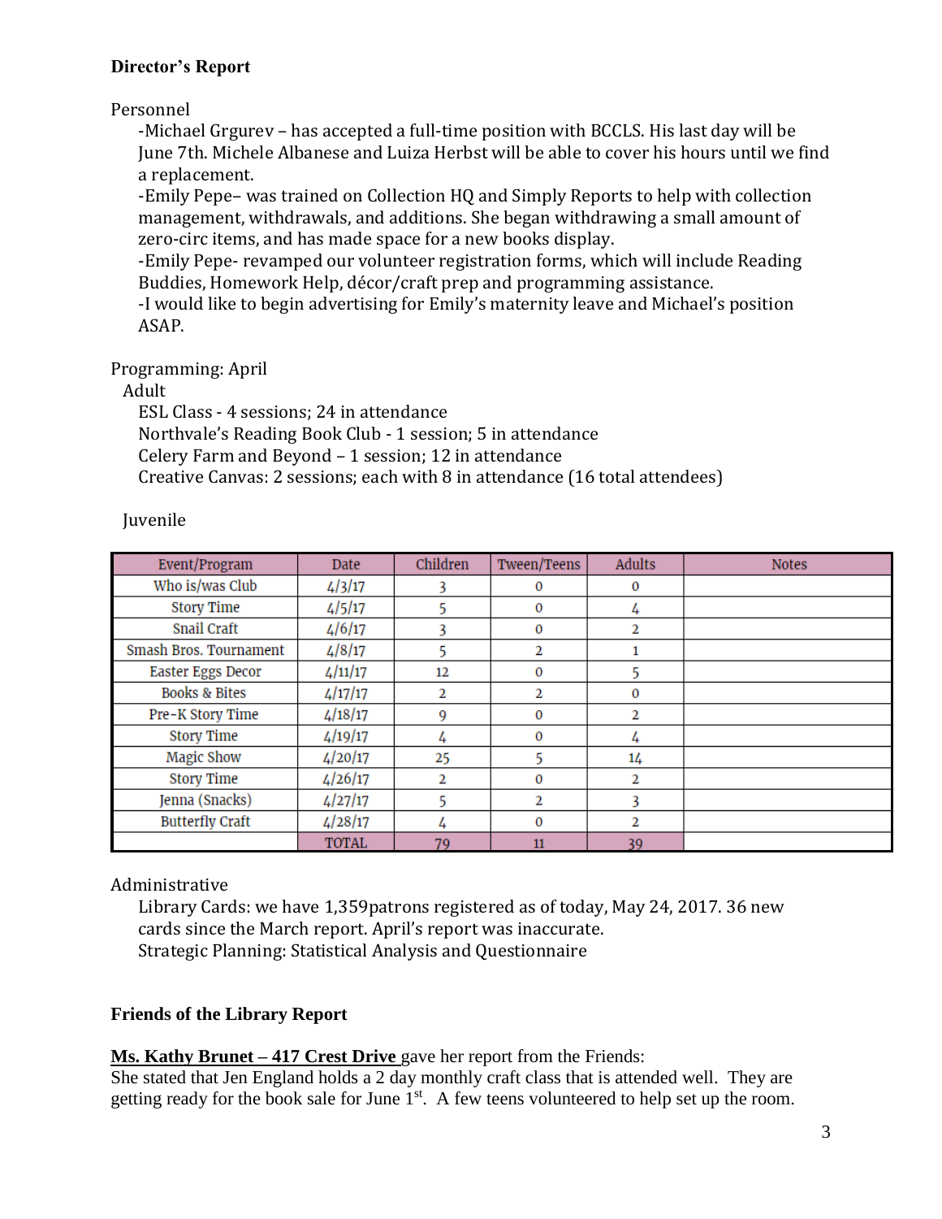**Director's Report**

Personnel

-Michael Grgurev – has accepted a full-time position with BCCLS. His last day will be June 7th. Michele Albanese and Luiza Herbst will be able to cover his hours until we find a replacement.

-Emily Pepe– was trained on Collection HQ and Simply Reports to help with collection management, withdrawals, and additions. She began withdrawing a small amount of zero-circ items, and has made space for a new books display.

-Emily Pepe- revamped our volunteer registration forms, which will include Reading Buddies, Homework Help, décor/craft prep and programming assistance.

-I would like to begin advertising for Emily's maternity leave and Michael's position ASAP.

Programming: April

Adult

ESL Class - 4 sessions; 24 in attendance

Northvale's Reading Book Club - 1 session; 5 in attendance

Celery Farm and Beyond – 1 session; 12 in attendance

Creative Canvas: 2 sessions; each with 8 in attendance (16 total attendees)

Juvenile

| Event/Program | Date | Children | Tween/Teens | Adults | Notes |
|---|---|---|---|---|---|
| Who is/was Club | 4/3/17 | 3 | 0 | 0 | |
| Story Time | 4/5/17 | 5 | 0 | 4 | |
| Snail Craft | 4/6/17 | 3 | 0 | 2 | |
| Smash Bros. Tournament | 4/8/17 | 5 | 2 | 1 | |
| Easter Eggs Decor | 4/11/17 | 12 | 0 | 5 | |
| Books & Bites | 4/17/17 | 2 | 2 | 0 | |
| Pre-K Story Time | 4/18/17 | 9 | 0 | 2 | |
| Story Time | 4/19/17 | 4 | 0 | 4 | |
| Magic Show | 4/20/17 | 25 | 5 | 14 | |
| Story Time | 4/26/17 | 2 | 0 | 2 | |
| Jenna (Snacks) | 4/27/17 | 5 | 2 | 3 | |
| Butterfly Craft | 4/28/17 | 4 | 0 | 2 | |
| | TOTAL | 79 | 11 | 39 | |

Administrative

Library Cards: we have 1,359patrons registered as of today, May 24, 2017. 36 new cards since the March report. April's report was inaccurate.

Strategic Planning: Statistical Analysis and Questionnaire

**Friends of the Library Report**

**Ms. Kathy Brunet – 417 Crest Drive** gave her report from the Friends:
She stated that Jen England holds a 2 day monthly craft class that is attended well. They are getting ready for the book sale for June 1st. A few teens volunteered to help set up the room.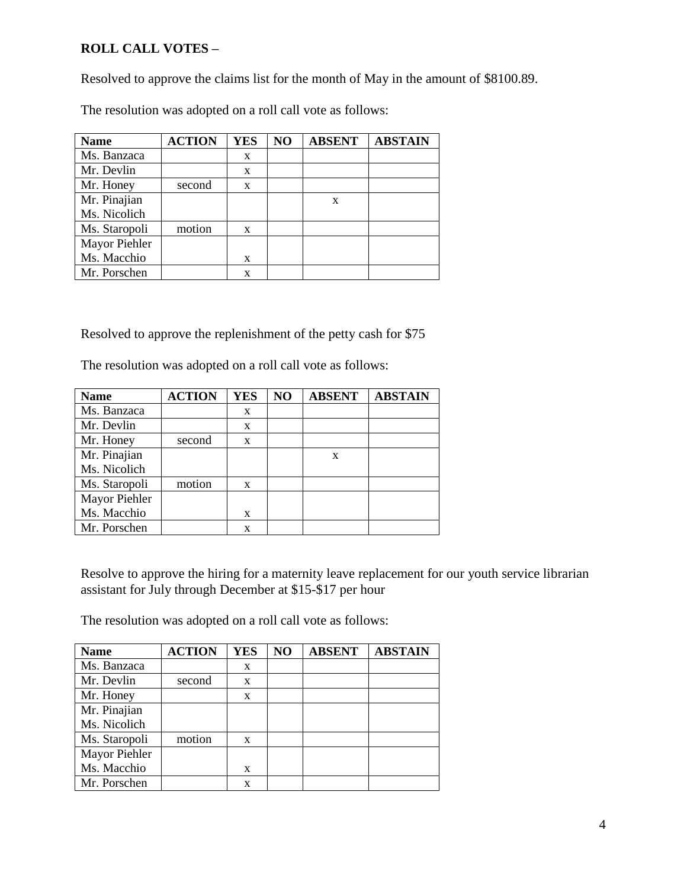**ROLL CALL VOTES –**

Resolved to approve the claims list for the month of May in the amount of $8100.89.

The resolution was adopted on a roll call vote as follows:

| Name | ACTION | YES | NO | ABSENT | ABSTAIN |
|---|---|---|---|---|---|
| Ms. Banzaca | | x | | | |
| Mr. Devlin | | x | | | |
| Mr. Honey | second | x | | | |
| Mr. Pinajian | | | | x | |
| Ms. Nicolich | | | | | |
| Ms. Staropoli | motion | x | | | |
| Mayor Piehler | | | | | |
| Ms. Macchio | | x | | | |
| Mr. Porschen | | x | | | |

Resolved to approve the replenishment of the petty cash for $75

The resolution was adopted on a roll call vote as follows:

| Name | ACTION | YES | NO | ABSENT | ABSTAIN |
|---|---|---|---|---|---|
| Ms. Banzaca | | x | | | |
| Mr. Devlin | | x | | | |
| Mr. Honey | second | x | | | |
| Mr. Pinajian | | | | x | |
| Ms. Nicolich | | | | | |
| Ms. Staropoli | motion | x | | | |
| Mayor Piehler | | | | | |
| Ms. Macchio | | x | | | |
| Mr. Porschen | | x | | | |

Resolve to approve the hiring for a maternity leave replacement for our youth service librarian assistant for July through December at $15-$17 per hour

The resolution was adopted on a roll call vote as follows:

| Name | ACTION | YES | NO | ABSENT | ABSTAIN |
|---|---|---|---|---|---|
| Ms. Banzaca | | x | | | |
| Mr. Devlin | second | x | | | |
| Mr. Honey | | x | | | |
| Mr. Pinajian | | | | | |
| Ms. Nicolich | | | | | |
| Ms. Staropoli | motion | x | | | |
| Mayor Piehler | | | | | |
| Ms. Macchio | | x | | | |
| Mr. Porschen | | x | | | |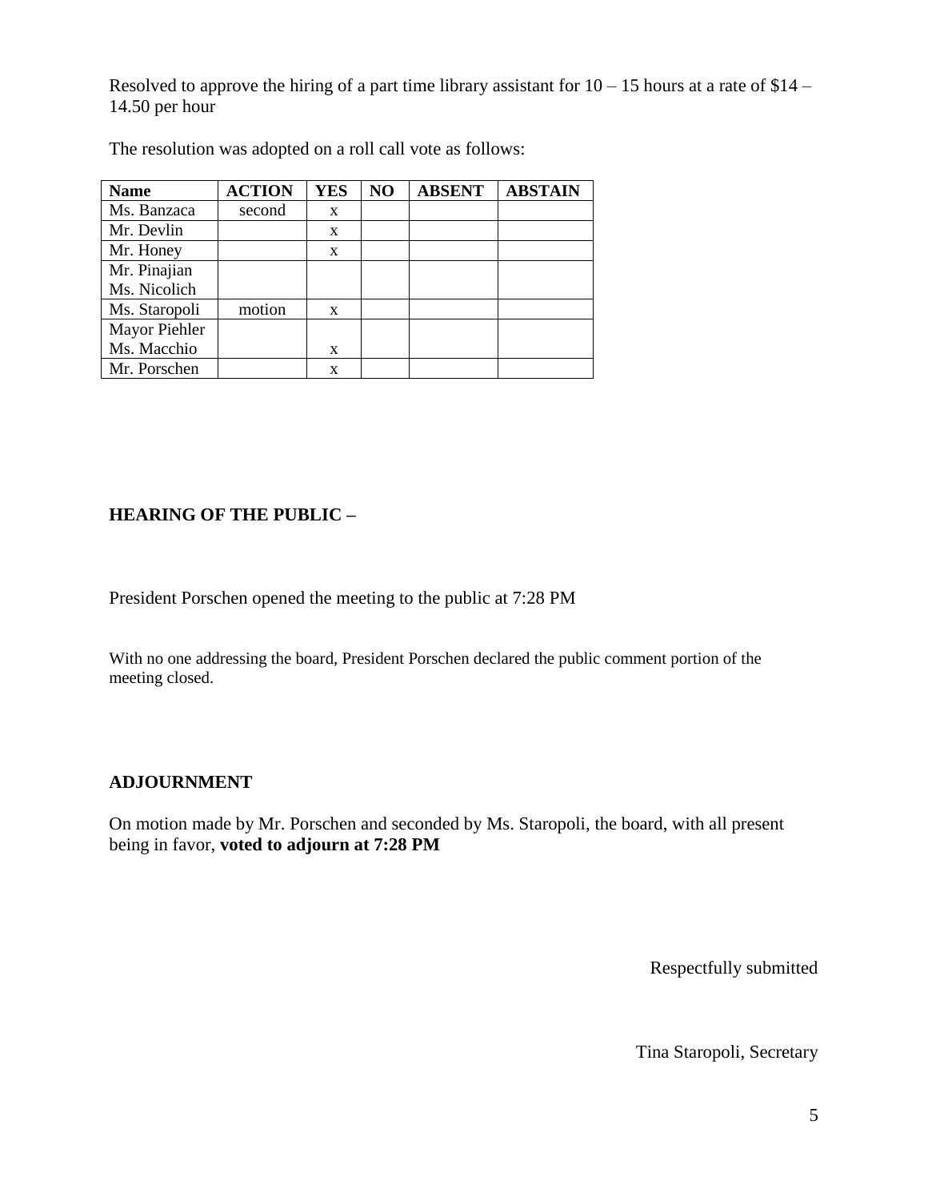Resolved to approve the hiring of a part time library assistant for 10 – 15 hours at a rate of $14 – 14.50 per hour

The resolution was adopted on a roll call vote as follows:

| Name | ACTION | YES | NO | ABSENT | ABSTAIN |
|---|---|---|---|---|---|
| Ms. Banzaca | second | x | | | |
| Mr. Devlin | | x | | | |
| Mr. Honey | | x | | | |
| Mr. Pinajian<br>Ms. Nicolich | | | | | |
| Ms. Staropoli | motion | x | | | |
| Mayor Piehler<br>Ms. Macchio | | x | | | |
| Mr. Porschen | | x | | | |

**HEARING OF THE PUBLIC –**

President Porschen opened the meeting to the public at 7:28 PM

With no one addressing the board, President Porschen declared the public comment portion of the meeting closed.

**ADJOURNMENT**

On motion made by Mr. Porschen and seconded by Ms. Staropoli, the board, with all present being in favor, **voted to adjourn at 7:28 PM**

Respectfully submitted

Tina Staropoli, Secretary